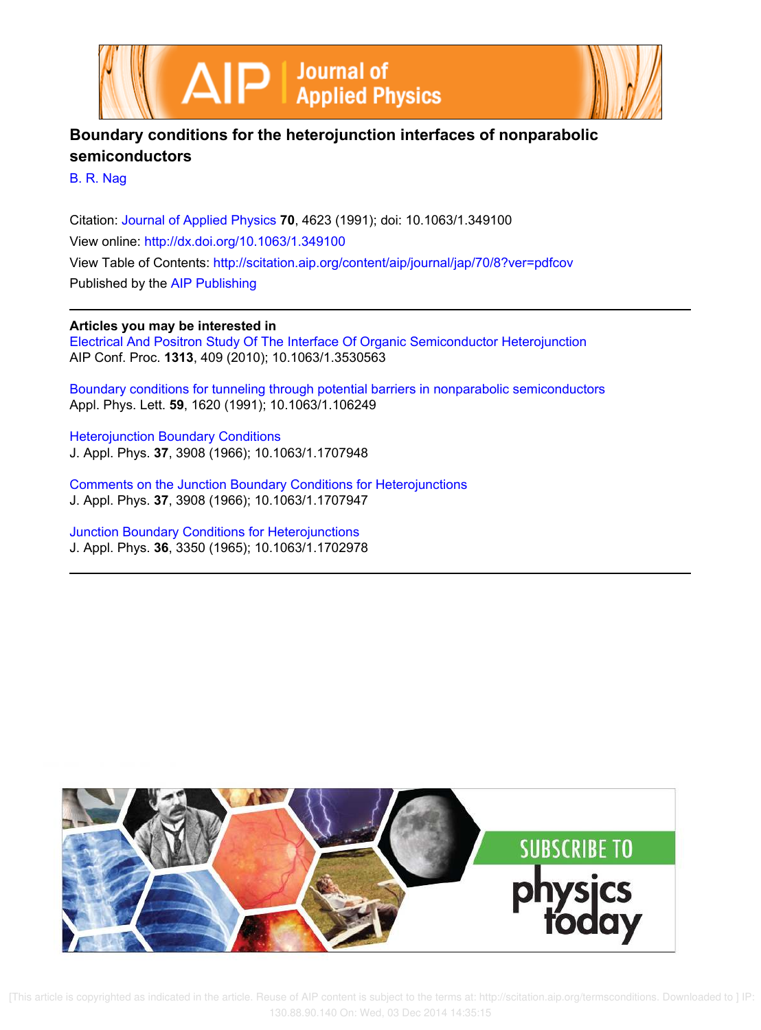# Boundary conditions for the heterojunction interfaces of nonparabolic semiconductors

B. R. Nag

Citation: Journal of Applied Physics **70**, 4623 (1991); doi: 10.1063/1.349100

View online: http://dx.doi.org/10.1063/1.349100

View Table of Contents: http://scitation.aip.org/content/aip/journal/jap/70/8?ver=pdfcov

Published by the AIP Publishing

---

**Articles you may be interested in**

Electrical And Positron Study Of The Interface Of Organic Semiconductor Heterojunction
AIP Conf. Proc. **1313**, 409 (2010); 10.1063/1.3530563

Boundary conditions for tunneling through potential barriers in nonparabolic semiconductors
Appl. Phys. Lett. **59**, 1620 (1991); 10.1063/1.106249

Heterojunction Boundary Conditions
J. Appl. Phys. **37**, 3908 (1966); 10.1063/1.1707948

Comments on the Junction Boundary Conditions for Heterojunctions
J. Appl. Phys. **37**, 3908 (1966); 10.1063/1.1707947

Junction Boundary Conditions for Heterojunctions
J. Appl. Phys. **36**, 3350 (1965); 10.1063/1.1702978

---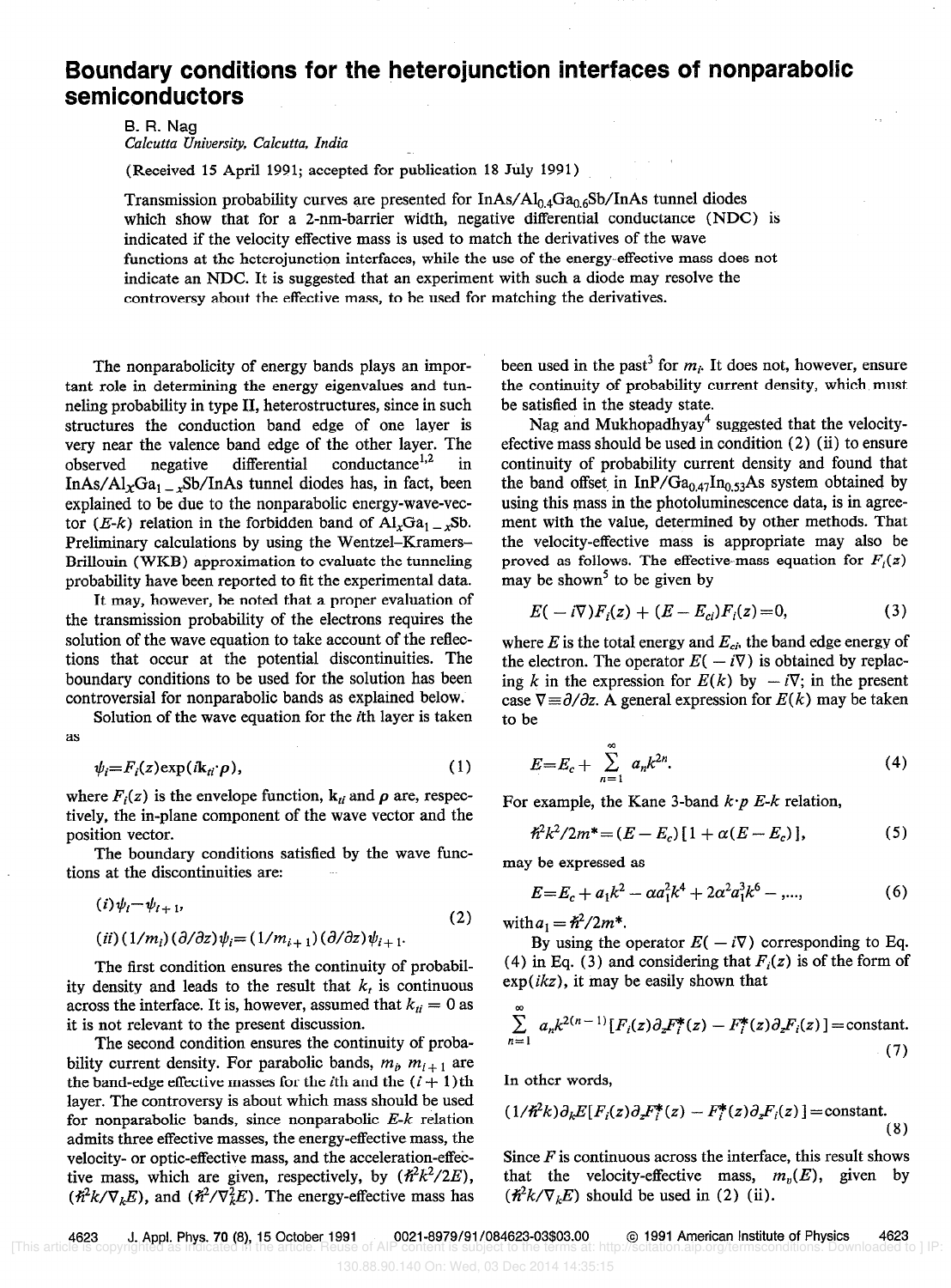# Boundary conditions for the heterojunction interfaces of nonparabolic semiconductors

B. R. Nag
*Calcutta University, Calcutta, India*

(Received 15 April 1991; accepted for publication 18 July 1991)

Transmission probability curves are presented for $InAs/Al_{0.4}Ga_{0.6}Sb/InAs$ tunnel diodes which show that for a 2-nm-barrier width, negative differential conductance (NDC) is indicated if the velocity effective mass is used to match the derivatives of the wave functions at the heterojunction interfaces, while the use of the energy-effective mass does not indicate an NDC. It is suggested that an experiment with such a diode may resolve the controversy about the effective mass, to be used for matching the derivatives.

The nonparabolicity of energy bands plays an important role in determining the energy eigenvalues and tunneling probability in type II, heterostructures, since in such structures the conduction band edge of one layer is very near the valence band edge of the other layer. The observed negative differential conductance[1,2] in $InAs/Al_xGa_{1-x}Sb/InAs$ tunnel diodes has, in fact, been explained to be due to the nonparabolic energy-wave-vector ($E$-$k$) relation in the forbidden band of $Al_xGa_{1-x}Sb$. Preliminary calculations by using the Wentzel–Kramers–Brillouin (WKB) approximation to evaluate the tunneling probability have been reported to fit the experimental data.

It may, however, be noted that a proper evaluation of the transmission probability of the electrons requires the solution of the wave equation to take account of the reflections that occur at the potential discontinuities. The boundary conditions to be used for the solution has been controversial for nonparabolic bands as explained below.

Solution of the wave equation for the $i$th layer is taken as

$$\psi_i = F_i(z)\exp(i\mathbf{k}_{ti}\cdot\boldsymbol{\rho}), \tag{1}$$

where $F_i(z)$ is the envelope function, $\mathbf{k}_{ti}$ and $\boldsymbol{\rho}$ are, respectively, the in-plane component of the wave vector and the position vector.

The boundary conditions satisfied by the wave functions at the discontinuities are:

$$
\begin{aligned}
&(i)\ \psi_i = \psi_{i+1},\\
&(ii)\ (1/m_i)(\partial/\partial z)\psi_i = (1/m_{i+1})(\partial/\partial z)\psi_{i+1}.
\end{aligned} \tag{2}
$$

The first condition ensures the continuity of probability density and leads to the result that $k_t$ is continuous across the interface. It is, however, assumed that $k_{ti} = 0$ as it is not relevant to the present discussion.

The second condition ensures the continuity of probability current density. For parabolic bands, $m_i$, $m_{i+1}$ are the band-edge effective masses for the $i$th and the $(i+1)$th layer. The controversy is about which mass should be used for nonparabolic bands, since nonparabolic $E$-$k$ relation admits three effective masses, the energy-effective mass, the velocity- or optic-effective mass, and the acceleration-effective mass, which are given, respectively, by $(\hbar^2k^2/2E)$, $(\hbar^2k/\nabla_kE)$, and $(\hbar^2/\nabla_k^2E)$. The energy-effective mass has been used in the past[3] for $m_i$. It does not, however, ensure the continuity of probability current density, which must be satisfied in the steady state.

Nag and Mukhopadhyay[4] suggested that the velocity-efective mass should be used in condition (2) (ii) to ensure continuity of probability current density and found that the band offset in $InP/Ga_{0.47}In_{0.53}As$ system obtained by using this mass in the photoluminescence data, is in agreement with the value, determined by other methods. That the velocity-effective mass is appropriate may also be proved as follows. The effective-mass equation for $F_i(z)$ may be shown[5] to be given by

$$E(-i\nabla)F_i(z) + (E - E_{ci})F_i(z) = 0, \tag{3}$$

where $E$ is the total energy and $E_{ci}$, the band edge energy of the electron. The operator $E(-i\nabla)$ is obtained by replacing $k$ in the expression for $E(k)$ by $-i\nabla$; in the present case $\nabla \equiv \partial/\partial z$. A general expression for $E(k)$ may be taken to be

$$E = E_c + \sum_{n=1}^{\infty} a_n k^{2n}. \tag{4}$$

For example, the Kane 3-band $k\cdot p$ $E$-$k$ relation,

$$\hbar^2k^2/2m^* = (E - E_c)[1 + \alpha(E - E_c)], \tag{5}$$

may be expressed as

$$E = E_c + a_1k^2 - \alpha a_1^2k^4 + 2\alpha^2a_1^3k^6 - ,..., \tag{6}$$

with $a_1 = \hbar^2/2m^*$.

By using the operator $E(-i\nabla)$ corresponding to Eq. (4) in Eq. (3) and considering that $F_i(z)$ is of the form of $\exp(ikz)$, it may be easily shown that

$$\sum_{n=1}^{\infty} a_n k^{2(n-1)}[F_i(z)\partial_z F_i^*(z) - F_i^*(z)\partial_z F_i(z)] = \text{constant}. \tag{7}$$

In other words,

$$(1/\hbar^2k)\partial_k E[F_i(z)\partial_z F_i^*(z) - F_i^*(z)\partial_z F_i(z)] = \text{constant}. \tag{8}$$

Since $F$ is continuous across the interface, this result shows that the velocity-effective mass, $m_v(E)$, given by $(\hbar^2k/\nabla_kE)$ should be used in (2) (ii).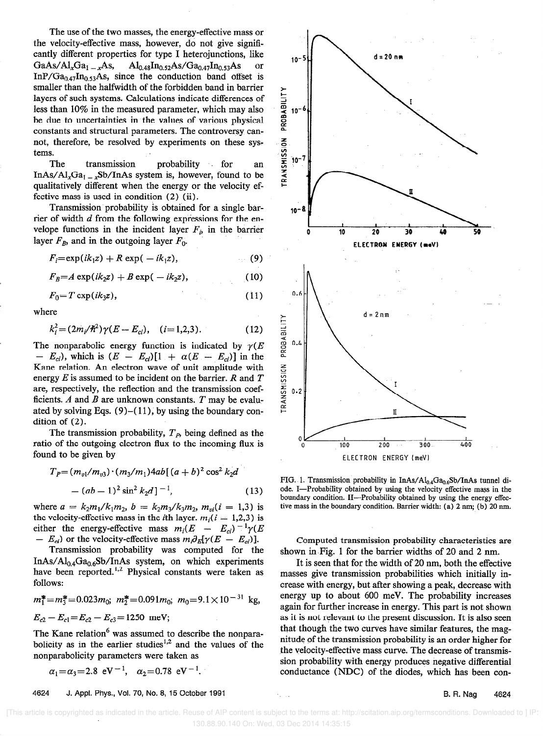The use of the two masses, the energy-effective mass or the velocity-effective mass, however, do not give significantly different properties for type I heterojunctions, like $GaAs/Al_xGa_{1-x}As$, $Al_{0.48}In_{0.52}As/Ga_{0.47}In_{0.53}As$ or $InP/Ga_{0.47}In_{0.53}As$, since the conduction band offset is smaller than the halfwidth of the forbidden band in barrier layers of such systems. Calculations indicate differences of less than 10% in the measured parameter, which may also be due to uncertainties in the values of various physical constants and structural parameters. The controversy cannot, therefore, be resolved by experiments on these systems.

The transmission probability for an $InAs/Al_xGa_{1-x}Sb/InAs$ system is, however, found to be qualitatively different when the energy or the velocity effective mass is used in condition (2) (ii).

Transmission probability is obtained for a single barrier of width $d$ from the following expressions for the envelope functions in the incident layer $F_i$, in the barrier layer $F_B$, and in the outgoing layer $F_0$.

$$F_i = \exp(ik_1 z) + R\exp(-ik_1 z), \tag{9}$$

$$F_B = A\exp(ik_2 z) + B\exp(-ik_2 z), \tag{10}$$

$$F_0 = T\exp(ik_3 z), \tag{11}$$

where

$$k_i^2 = (2m_i/\hbar^2)\gamma(E - E_{ci}), \quad (i = 1,2,3). \tag{12}$$

The nonparabolic energy function is indicated by $\gamma(E - E_{ci})$, which is $(E - E_{ci})[1 + \alpha(E - E_{ci})]$ in the Kane relation. An electron wave of unit amplitude with energy $E$ is assumed to be incident on the barrier. $R$ and $T$ are, respectively, the reflection and the transmission coefficients. $A$ and $B$ are unknown constants. $T$ may be evaluated by solving Eqs. (9)–(11), by using the boundary condition of (2).

The transmission probability, $T_P$, being defined as the ratio of the outgoing electron flux to the incoming flux is found to be given by

$$T_P = (m_{v1}/m_{v3})\cdot(m_3/m_1)4ab[(a+b)^2\cos^2 k_2 d - (ab-1)^2\sin^2 k_2 d]^{-1}, \tag{13}$$

where $a = k_2 m_1/k_1 m_2$, $b = k_2 m_3/k_3 m_2$, $m_{vi}(i = 1,3)$ is the velocity-effective mass in the $i$th layer. $m_i(i = 1,2,3)$ is either the energy-effective mass $m_i(E - E_{ci})^{-1}\gamma(E - E_{ci})$ or the velocity-effective mass $m_i\partial_E[\gamma(E - E_{ci})]$.

Transmission probability was computed for the $InAs/Al_{0.4}Ga_{0.6}Sb/InAs$ system, on which experiments have been reported.[1,2] Physical constants were taken as follows:

$m_1^* = m_3^* = 0.023m_0$; $m_2^* = 0.091m_0$; $m_0 = 9.1\times10^{-31}$ kg,

$E_{c2} - E_{c1} = E_{c2} - E_{c3} = 1250$ meV;

The Kane relation[6] was assumed to describe the nonparabolicity as in the earlier studies[1,2] and the values of the nonparabolicity parameters were taken as

$\alpha_1 = \alpha_3 = 2.8\ \text{eV}^{-1}$, $\alpha_2 = 0.78\ \text{eV}^{-1}$.

FIG. 1. Transmission probability in $InAs/Al_{0.4}Ga_{0.6}Sb/InAs$ tunnel diode. I—Probability obtained by using the velocity effective mass in the boundary condition. II—Probability obtained by using the energy effective mass in the boundary condition. Barrier width: (a) 2 nm; (b) 20 nm.

Computed transmission probability characteristics are shown in Fig. 1 for the barrier widths of 20 and 2 nm.

It is seen that for the width of 20 nm, both the effective masses give transmission probabilities which initially increase with energy, but after showing a peak, decrease with energy up to about 600 meV. The probability increases again for further increase in energy. This part is not shown as it is not relevant to the present discussion. It is also seen that though the two curves have similar features, the magnitude of the transmission probability is an order higher for the velocity-effective mass curve. The decrease of transmission probability with energy produces negative differential conductance (NDC) of the diodes, which has been con-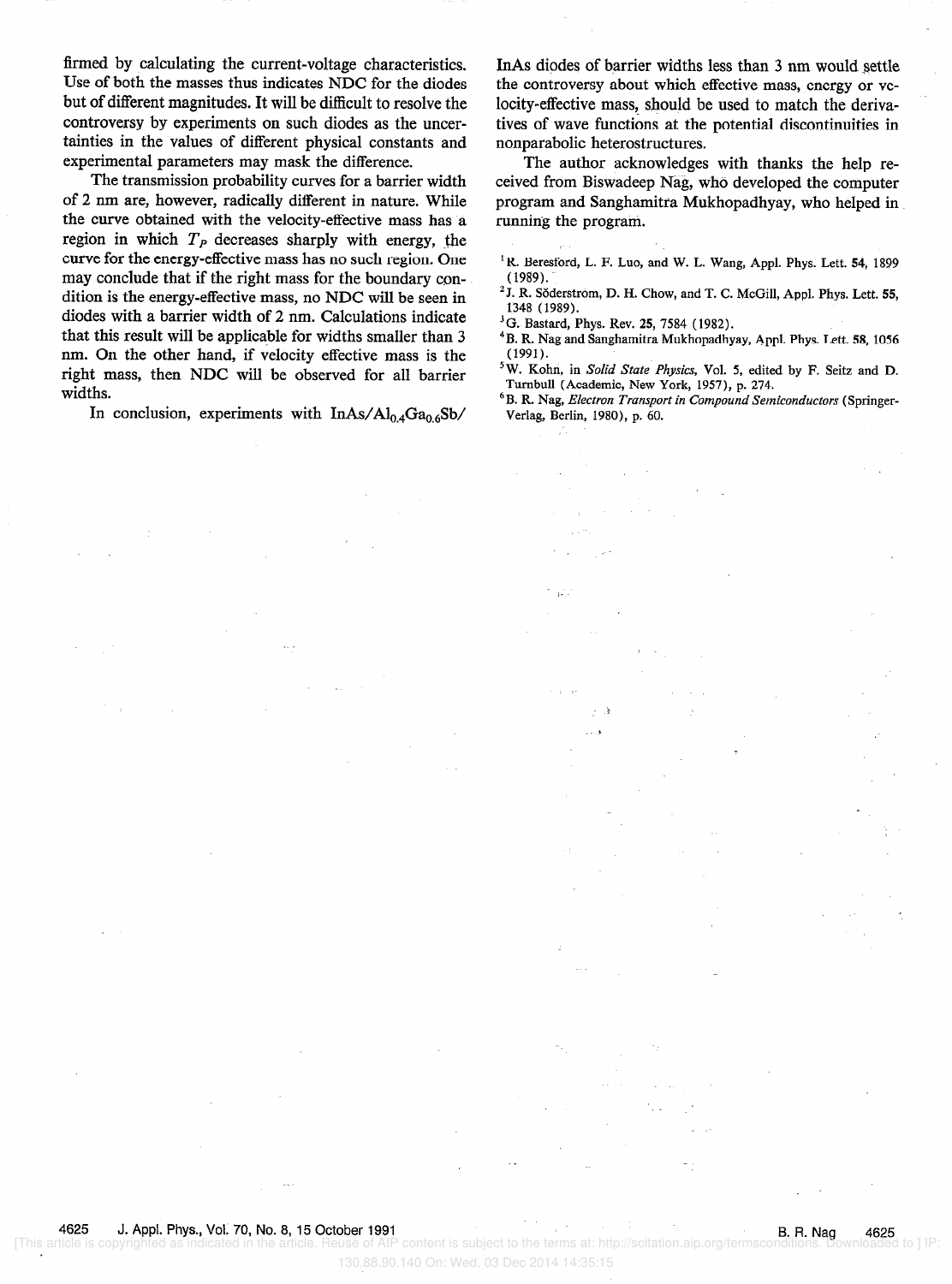firmed by calculating the current-voltage characteristics. Use of both the masses thus indicates NDC for the diodes but of different magnitudes. It will be difficult to resolve the controversy by experiments on such diodes as the uncertainties in the values of different physical constants and experimental parameters may mask the difference.

The transmission probability curves for a barrier width of 2 nm are, however, radically different in nature. While the curve obtained with the velocity-effective mass has a region in which $T_P$ decreases sharply with energy, the curve for the energy-effective mass has no such region. One may conclude that if the right mass for the boundary condition is the energy-effective mass, no NDC will be seen in diodes with a barrier width of 2 nm. Calculations indicate that this result will be applicable for widths smaller than 3 nm. On the other hand, if velocity effective mass is the right mass, then NDC will be observed for all barrier widths.

In conclusion, experiments with $InAs/Al_{0.4}Ga_{0.6}Sb/InAs$ diodes of barrier widths less than 3 nm would settle the controversy about which effective mass, energy or velocity-effective mass, should be used to match the derivatives of wave functions at the potential discontinuities in nonparabolic heterostructures.

The author acknowledges with thanks the help received from Biswadeep Nag, who developed the computer program and Sanghamitra Mukhopadhyay, who helped in running the program.

[1] R. Beresford, L. F. Luo, and W. L. Wang, Appl. Phys. Lett. **54**, 1899 (1989).

[2] J. R. Söderstrom, D. H. Chow, and T. C. McGill, Appl. Phys. Lett. **55**, 1348 (1989).

[3] G. Bastard, Phys. Rev. **25**, 7584 (1982).

[4] B. R. Nag and Sanghamitra Mukhopadhyay, Appl. Phys. Lett. **58**, 1056 (1991).

[5] W. Kohn, in *Solid State Physics*, Vol. 5, edited by F. Seitz and D. Turnbull (Academic, New York, 1957), p. 274.

[6] B. R. Nag, *Electron Transport in Compound Semiconductors* (Springer-Verlag, Berlin, 1980), p. 60.